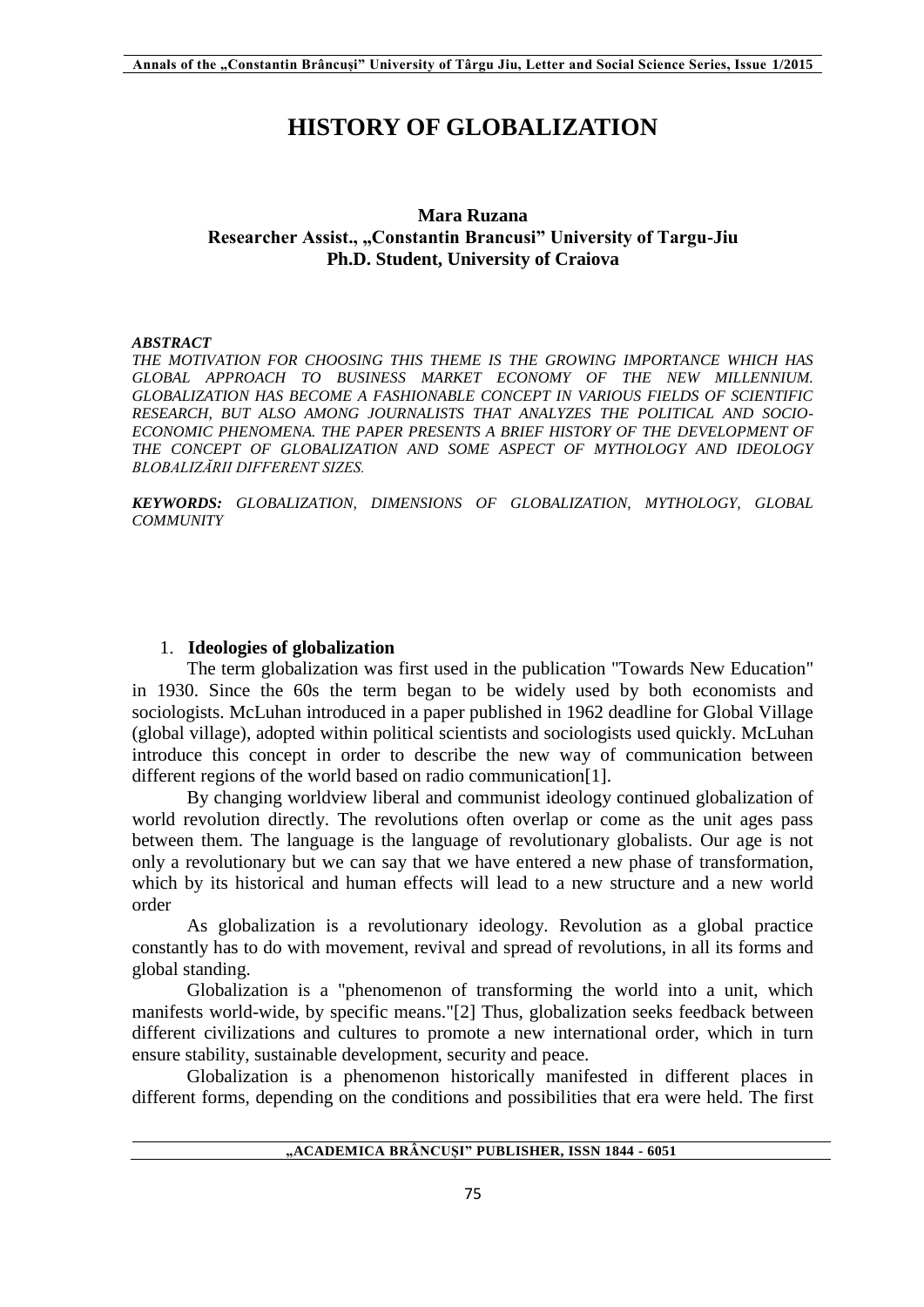# HISTORY OF GLOBALIZATION

**Mara Ruzana**
**Researcher Assist., „Constantin Brancusi" University of Targu-Jiu**
**Ph.D. Student, University of Craiova**

***ABSTRACT***
*THE MOTIVATION FOR CHOOSING THIS THEME IS THE GROWING IMPORTANCE WHICH HAS GLOBAL APPROACH TO BUSINESS MARKET ECONOMY OF THE NEW MILLENNIUM. GLOBALIZATION HAS BECOME A FASHIONABLE CONCEPT IN VARIOUS FIELDS OF SCIENTIFIC RESEARCH, BUT ALSO AMONG JOURNALISTS THAT ANALYZES THE POLITICAL AND SOCIO-ECONOMIC PHENOMENA. THE PAPER PRESENTS A BRIEF HISTORY OF THE DEVELOPMENT OF THE CONCEPT OF GLOBALIZATION AND SOME ASPECT OF MYTHOLOGY AND IDEOLOGY BLOBALIZĂRII DIFFERENT SIZES.*

***KEYWORDS:*** *GLOBALIZATION, DIMENSIONS OF GLOBALIZATION, MYTHOLOGY, GLOBAL COMMUNITY*

## 1. Ideologies of globalization

The term globalization was first used in the publication "Towards New Education" in 1930. Since the 60s the term began to be widely used by both economists and sociologists. McLuhan introduced in a paper published in 1962 deadline for Global Village (global village), adopted within political scientists and sociologists used quickly. McLuhan introduce this concept in order to describe the new way of communication between different regions of the world based on radio communication[1].

By changing worldview liberal and communist ideology continued globalization of world revolution directly. The revolutions often overlap or come as the unit ages pass between them. The language is the language of revolutionary globalists. Our age is not only a revolutionary but we can say that we have entered a new phase of transformation, which by its historical and human effects will lead to a new structure and a new world order

As globalization is a revolutionary ideology. Revolution as a global practice constantly has to do with movement, revival and spread of revolutions, in all its forms and global standing.

Globalization is a "phenomenon of transforming the world into a unit, which manifests world-wide, by specific means."[2] Thus, globalization seeks feedback between different civilizations and cultures to promote a new international order, which in turn ensure stability, sustainable development, security and peace.

Globalization is a phenomenon historically manifested in different places in different forms, depending on the conditions and possibilities that era were held. The first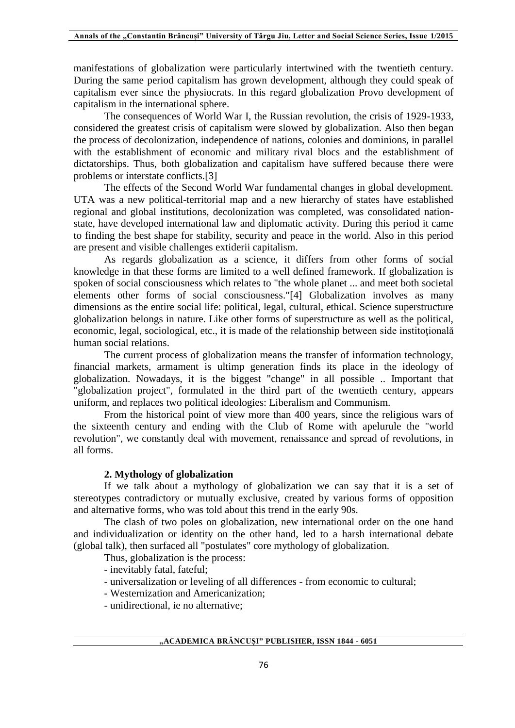manifestations of globalization were particularly intertwined with the twentieth century. During the same period capitalism has grown development, although they could speak of capitalism ever since the physiocrats. In this regard globalization Provo development of capitalism in the international sphere.

The consequences of World War I, the Russian revolution, the crisis of 1929-1933, considered the greatest crisis of capitalism were slowed by globalization. Also then began the process of decolonization, independence of nations, colonies and dominions, in parallel with the establishment of economic and military rival blocs and the establishment of dictatorships. Thus, both globalization and capitalism have suffered because there were problems or interstate conflicts.[3]

The effects of the Second World War fundamental changes in global development. UTA was a new political-territorial map and a new hierarchy of states have established regional and global institutions, decolonization was completed, was consolidated nation-state, have developed international law and diplomatic activity. During this period it came to finding the best shape for stability, security and peace in the world. Also in this period are present and visible challenges extiderii capitalism.

As regards globalization as a science, it differs from other forms of social knowledge in that these forms are limited to a well defined framework. If globalization is spoken of social consciousness which relates to "the whole planet ... and meet both societal elements other forms of social consciousness."[4] Globalization involves as many dimensions as the entire social life: political, legal, cultural, ethical. Science superstructure globalization belongs in nature. Like other forms of superstructure as well as the political, economic, legal, sociological, etc., it is made of the relationship between side instituţională human social relations.

The current process of globalization means the transfer of information technology, financial markets, armament is ultimp generation finds its place in the ideology of globalization. Nowadays, it is the biggest "change" in all possible .. Important that "globalization project", formulated in the third part of the twentieth century, appears uniform, and replaces two political ideologies: Liberalism and Communism.

From the historical point of view more than 400 years, since the religious wars of the sixteenth century and ending with the Club of Rome with apelurule the "world revolution", we constantly deal with movement, renaissance and spread of revolutions, in all forms.

## 2. Mythology of globalization

If we talk about a mythology of globalization we can say that it is a set of stereotypes contradictory or mutually exclusive, created by various forms of opposition and alternative forms, who was told about this trend in the early 90s.

The clash of two poles on globalization, new international order on the one hand and individualization or identity on the other hand, led to a harsh international debate (global talk), then surfaced all "postulates" core mythology of globalization.

Thus, globalization is the process:

- inevitably fatal, fateful;
- universalization or leveling of all differences - from economic to cultural;
- Westernization and Americanization;
- unidirectional, ie no alternative;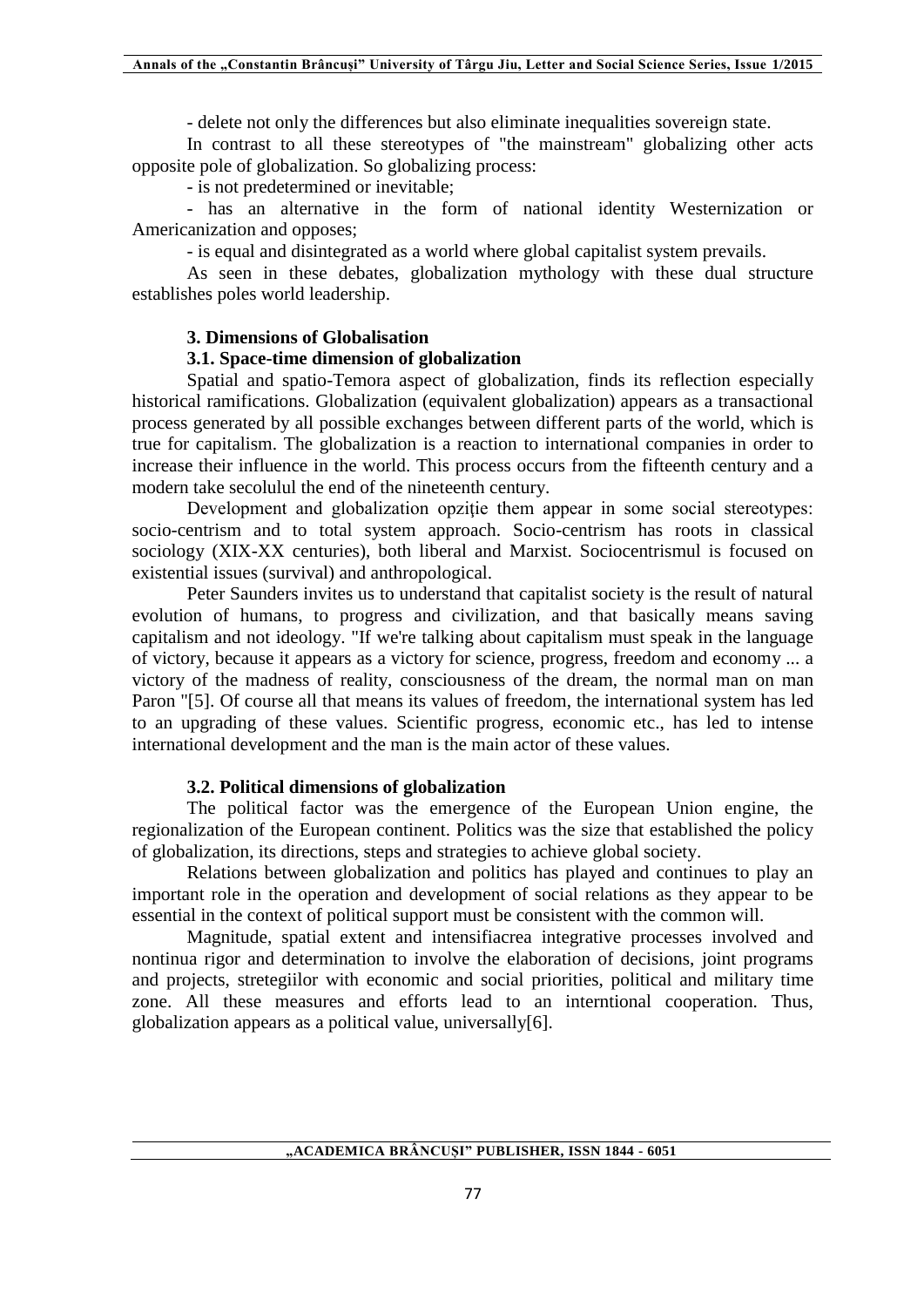- delete not only the differences but also eliminate inequalities sovereign state.

In contrast to all these stereotypes of "the mainstream" globalizing other acts opposite pole of globalization. So globalizing process:

- is not predetermined or inevitable;
- has an alternative in the form of national identity Westernization or Americanization and opposes;
- is equal and disintegrated as a world where global capitalist system prevails.

As seen in these debates, globalization mythology with these dual structure establishes poles world leadership.

### 3. Dimensions of Globalisation

#### 3.1. Space-time dimension of globalization

Spatial and spatio-Temora aspect of globalization, finds its reflection especially historical ramifications. Globalization (equivalent globalization) appears as a transactional process generated by all possible exchanges between different parts of the world, which is true for capitalism. The globalization is a reaction to international companies in order to increase their influence in the world. This process occurs from the fifteenth century and a modern take secolulul the end of the nineteenth century.

Development and globalization opziţie them appear in some social stereotypes: socio-centrism and to total system approach. Socio-centrism has roots in classical sociology (XIX-XX centuries), both liberal and Marxist. Sociocentrismul is focused on existential issues (survival) and anthropological.

Peter Saunders invites us to understand that capitalist society is the result of natural evolution of humans, to progress and civilization, and that basically means saving capitalism and not ideology. "If we're talking about capitalism must speak in the language of victory, because it appears as a victory for science, progress, freedom and economy ... a victory of the madness of reality, consciousness of the dream, the normal man on man Paron "[5]. Of course all that means its values of freedom, the international system has led to an upgrading of these values. Scientific progress, economic etc., has led to intense international development and the man is the main actor of these values.

#### 3.2. Political dimensions of globalization

The political factor was the emergence of the European Union engine, the regionalization of the European continent. Politics was the size that established the policy of globalization, its directions, steps and strategies to achieve global society.

Relations between globalization and politics has played and continues to play an important role in the operation and development of social relations as they appear to be essential in the context of political support must be consistent with the common will.

Magnitude, spatial extent and intensifiacrea integrative processes involved and nontinua rigor and determination to involve the elaboration of decisions, joint programs and projects, stretegiilor with economic and social priorities, political and military time zone. All these measures and efforts lead to an interntional cooperation. Thus, globalization appears as a political value, universally[6].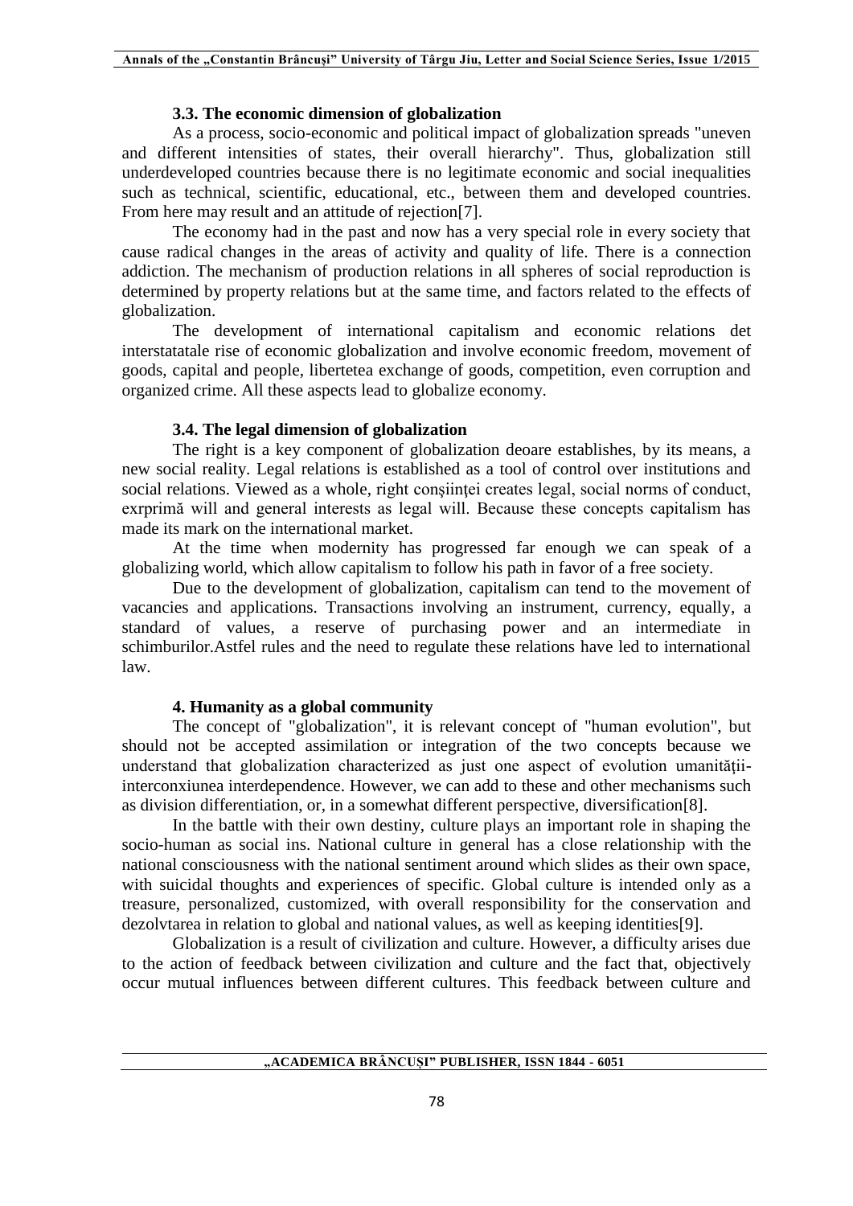### 3.3. The economic dimension of globalization

As a process, socio-economic and political impact of globalization spreads "uneven and different intensities of states, their overall hierarchy". Thus, globalization still underdeveloped countries because there is no legitimate economic and social inequalities such as technical, scientific, educational, etc., between them and developed countries. From here may result and an attitude of rejection[7].

The economy had in the past and now has a very special role in every society that cause radical changes in the areas of activity and quality of life. There is a connection addiction. The mechanism of production relations in all spheres of social reproduction is determined by property relations but at the same time, and factors related to the effects of globalization.

The development of international capitalism and economic relations det interstatatale rise of economic globalization and involve economic freedom, movement of goods, capital and people, libertetea exchange of goods, competition, even corruption and organized crime. All these aspects lead to globalize economy.

### 3.4. The legal dimension of globalization

The right is a key component of globalization deoare establishes, by its means, a new social reality. Legal relations is established as a tool of control over institutions and social relations. Viewed as a whole, right conşiinţei creates legal, social norms of conduct, exrprimă will and general interests as legal will. Because these concepts capitalism has made its mark on the international market.

At the time when modernity has progressed far enough we can speak of a globalizing world, which allow capitalism to follow his path in favor of a free society.

Due to the development of globalization, capitalism can tend to the movement of vacancies and applications. Transactions involving an instrument, currency, equally, a standard of values, a reserve of purchasing power and an intermediate in schimburilor.Astfel rules and the need to regulate these relations have led to international law.

## 4. Humanity as a global community

The concept of "globalization", it is relevant concept of "human evolution", but should not be accepted assimilation or integration of the two concepts because we understand that globalization characterized as just one aspect of evolution umanităţii-interconxiunea interdependence. However, we can add to these and other mechanisms such as division differentiation, or, in a somewhat different perspective, diversification[8].

In the battle with their own destiny, culture plays an important role in shaping the socio-human as social ins. National culture in general has a close relationship with the national consciousness with the national sentiment around which slides as their own space, with suicidal thoughts and experiences of specific. Global culture is intended only as a treasure, personalized, customized, with overall responsibility for the conservation and dezolvtarea in relation to global and national values, as well as keeping identities[9].

Globalization is a result of civilization and culture. However, a difficulty arises due to the action of feedback between civilization and culture and the fact that, objectively occur mutual influences between different cultures. This feedback between culture and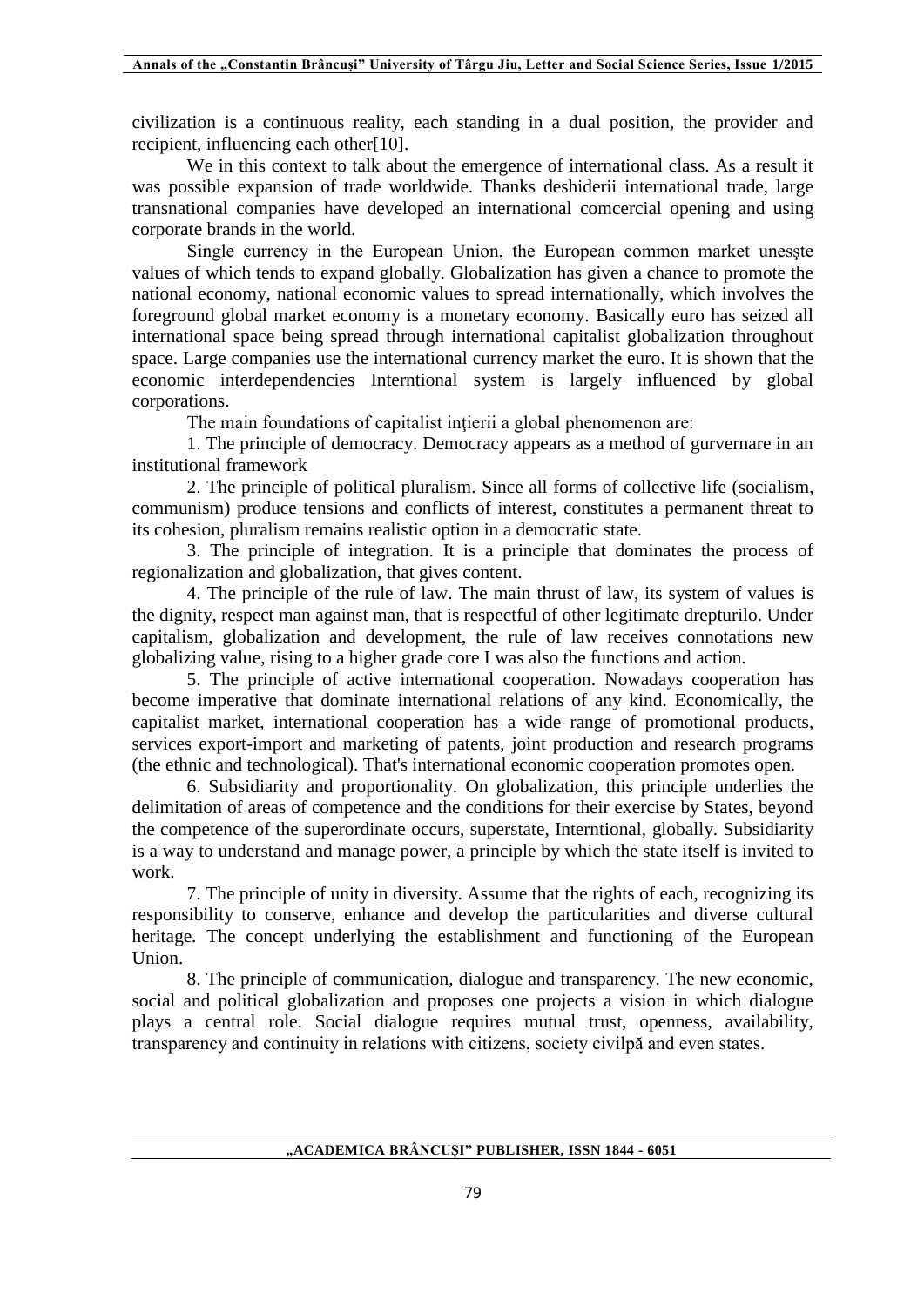civilization is a continuous reality, each standing in a dual position, the provider and recipient, influencing each other[10].

We in this context to talk about the emergence of international class. As a result it was possible expansion of trade worldwide. Thanks deshiderii international trade, large transnational companies have developed an international comcercial opening and using corporate brands in the world.

Single currency in the European Union, the European common market unesşte values of which tends to expand globally. Globalization has given a chance to promote the national economy, national economic values to spread internationally, which involves the foreground global market economy is a monetary economy. Basically euro has seized all international space being spread through international capitalist globalization throughout space. Large companies use the international currency market the euro. It is shown that the economic interdependencies Interntional system is largely influenced by global corporations.

The main foundations of capitalist inţierii a global phenomenon are:

1. The principle of democracy. Democracy appears as a method of gurvernare in an institutional framework

2. The principle of political pluralism. Since all forms of collective life (socialism, communism) produce tensions and conflicts of interest, constitutes a permanent threat to its cohesion, pluralism remains realistic option in a democratic state.

3. The principle of integration. It is a principle that dominates the process of regionalization and globalization, that gives content.

4. The principle of the rule of law. The main thrust of law, its system of values is the dignity, respect man against man, that is respectful of other legitimate drepturilo. Under capitalism, globalization and development, the rule of law receives connotations new globalizing value, rising to a higher grade core I was also the functions and action.

5. The principle of active international cooperation. Nowadays cooperation has become imperative that dominate international relations of any kind. Economically, the capitalist market, international cooperation has a wide range of promotional products, services export-import and marketing of patents, joint production and research programs (the ethnic and technological). That's international economic cooperation promotes open.

6. Subsidiarity and proportionality. On globalization, this principle underlies the delimitation of areas of competence and the conditions for their exercise by States, beyond the competence of the superordinate occurs, superstate, Interntional, globally. Subsidiarity is a way to understand and manage power, a principle by which the state itself is invited to work.

7. The principle of unity in diversity. Assume that the rights of each, recognizing its responsibility to conserve, enhance and develop the particularities and diverse cultural heritage. The concept underlying the establishment and functioning of the European Union.

8. The principle of communication, dialogue and transparency. The new economic, social and political globalization and proposes one projects a vision in which dialogue plays a central role. Social dialogue requires mutual trust, openness, availability, transparency and continuity in relations with citizens, society civilpă and even states.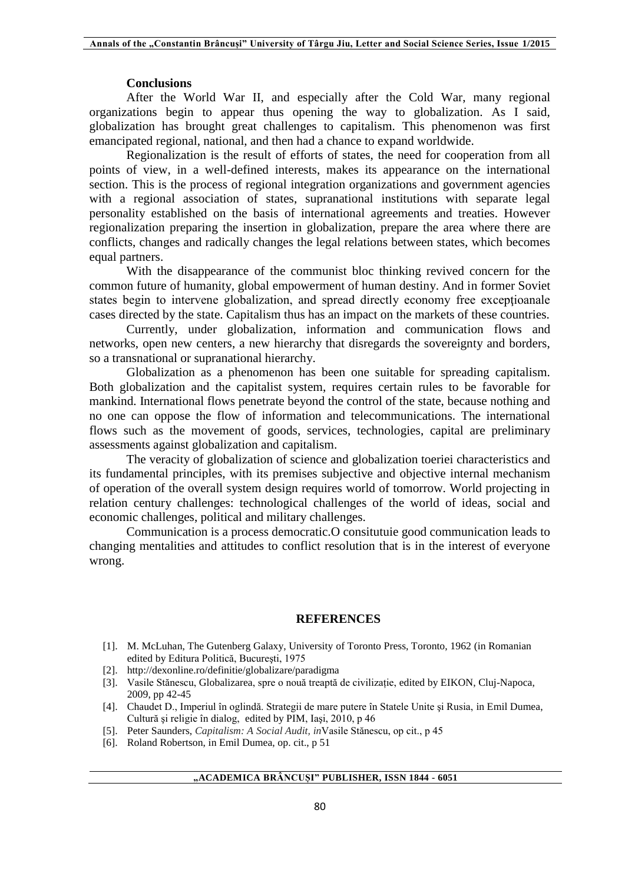**Conclusions**

After the World War II, and especially after the Cold War, many regional organizations begin to appear thus opening the way to globalization. As I said, globalization has brought great challenges to capitalism. This phenomenon was first emancipated regional, national, and then had a chance to expand worldwide.

Regionalization is the result of efforts of states, the need for cooperation from all points of view, in a well-defined interests, makes its appearance on the international section. This is the process of regional integration organizations and government agencies with a regional association of states, supranational institutions with separate legal personality established on the basis of international agreements and treaties. However regionalization preparing the insertion in globalization, prepare the area where there are conflicts, changes and radically changes the legal relations between states, which becomes equal partners.

With the disappearance of the communist bloc thinking revived concern for the common future of humanity, global empowerment of human destiny. And in former Soviet states begin to intervene globalization, and spread directly economy free excepţioanale cases directed by the state. Capitalism thus has an impact on the markets of these countries.

Currently, under globalization, information and communication flows and networks, open new centers, a new hierarchy that disregards the sovereignty and borders, so a transnational or supranational hierarchy.

Globalization as a phenomenon has been one suitable for spreading capitalism. Both globalization and the capitalist system, requires certain rules to be favorable for mankind. International flows penetrate beyond the control of the state, because nothing and no one can oppose the flow of information and telecommunications. The international flows such as the movement of goods, services, technologies, capital are preliminary assessments against globalization and capitalism.

The veracity of globalization of science and globalization toeriei characteristics and its fundamental principles, with its premises subjective and objective internal mechanism of operation of the overall system design requires world of tomorrow. World projecting in relation century challenges: technological challenges of the world of ideas, social and economic challenges, political and military challenges.

Communication is a process democratic.O consitutuie good communication leads to changing mentalities and attitudes to conflict resolution that is in the interest of everyone wrong.

**REFERENCES**

[1]. M. McLuhan, The Gutenberg Galaxy, University of Toronto Press, Toronto, 1962 (in Romanian edited by Editura Politică, Bucureşti, 1975

[2]. http://dexonline.ro/definitie/globalizare/paradigma

[3]. Vasile Stănescu, Globalizarea, spre o nouă treaptă de civilizație, edited by EIKON, Cluj-Napoca, 2009, pp 42-45

[4]. Chaudet D., Imperiul în oglindă. Strategii de mare putere în Statele Unite şi Rusia, in Emil Dumea, Cultură şi religie în dialog, edited by PIM, Iaşi, 2010, p 46

[5]. Peter Saunders, *Capitalism: A Social Audit, in*Vasile Stănescu, op cit., p 45

[6]. Roland Robertson, in Emil Dumea, op. cit., p 51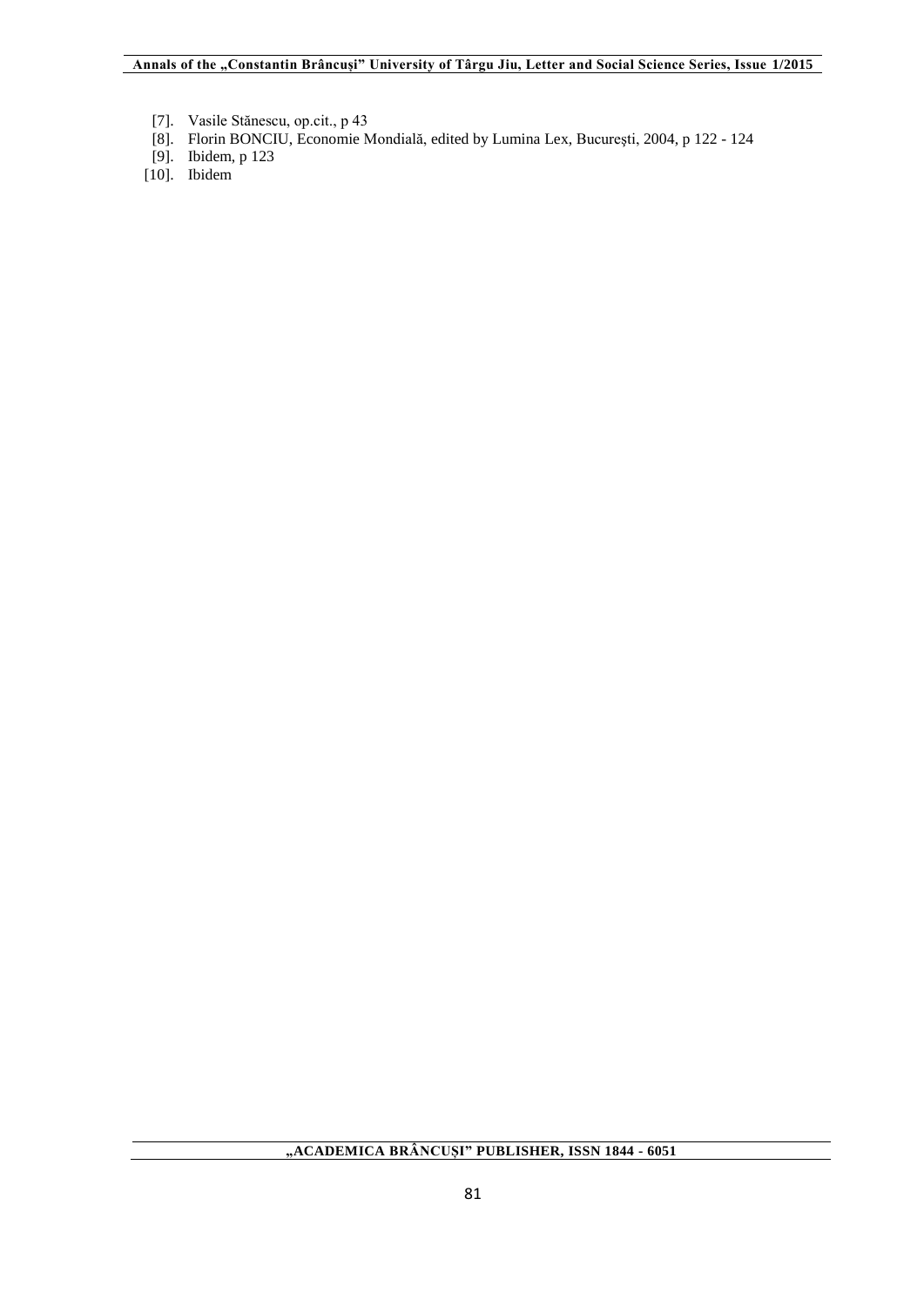[7]. Vasile Stănescu, op.cit., p 43

[8]. Florin BONCIU, Economie Mondială, edited by Lumina Lex, Bucureşti, 2004, p 122 - 124

[9]. Ibidem, p 123

[10]. Ibidem